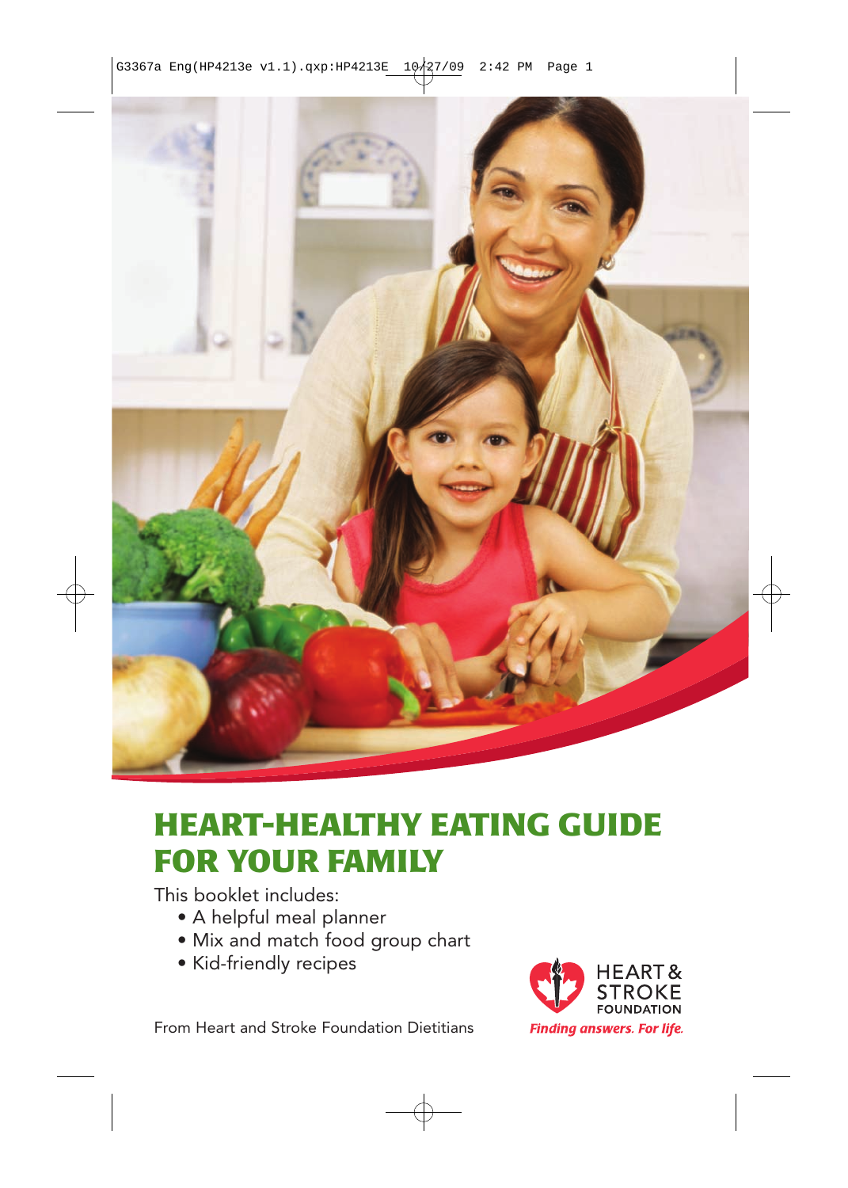# HEART-HEALTHY EATING GUIDE FOR YOUR FAMILY

This booklet includes:

- A helpful meal planner
- Mix and match food group chart
- Kid-friendly recipes

From Heart and Stroke Foundation Dietitians

HEART & STROKE FOUNDATION

*Finding answers. For life.*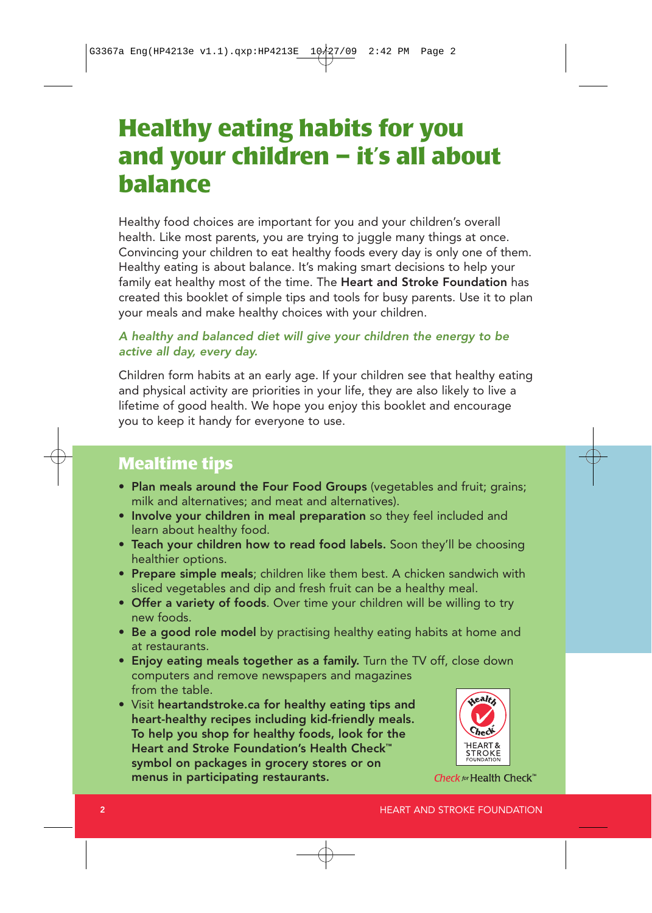# Healthy eating habits for you and your children – it's all about balance

Healthy food choices are important for you and your children's overall health. Like most parents, you are trying to juggle many things at once. Convincing your children to eat healthy foods every day is only one of them. Healthy eating is about balance. It's making smart decisions to help your family eat healthy most of the time. The **Heart and Stroke Foundation** has created this booklet of simple tips and tools for busy parents. Use it to plan your meals and make healthy choices with your children.

*A healthy and balanced diet will give your children the energy to be active all day, every day.*

Children form habits at an early age. If your children see that healthy eating and physical activity are priorities in your life, they are also likely to live a lifetime of good health. We hope you enjoy this booklet and encourage you to keep it handy for everyone to use.

## Mealtime tips

- **Plan meals around the Four Food Groups** (vegetables and fruit; grains; milk and alternatives; and meat and alternatives).
- **Involve your children in meal preparation** so they feel included and learn about healthy food.
- **Teach your children how to read food labels.** Soon they'll be choosing healthier options.
- **Prepare simple meals**; children like them best. A chicken sandwich with sliced vegetables and dip and fresh fruit can be a healthy meal.
- **Offer a variety of foods**. Over time your children will be willing to try new foods.
- **Be a good role model** by practising healthy eating habits at home and at restaurants.
- **Enjoy eating meals together as a family.** Turn the TV off, close down computers and remove newspapers and magazines from the table.
- Visit **heartandstroke.ca for healthy eating tips and heart-healthy recipes including kid-friendly meals. To help you shop for healthy foods, look for the Heart and Stroke Foundation's Health Check™ symbol on packages in grocery stores or on menus in participating restaurants.**

Check for Health Check™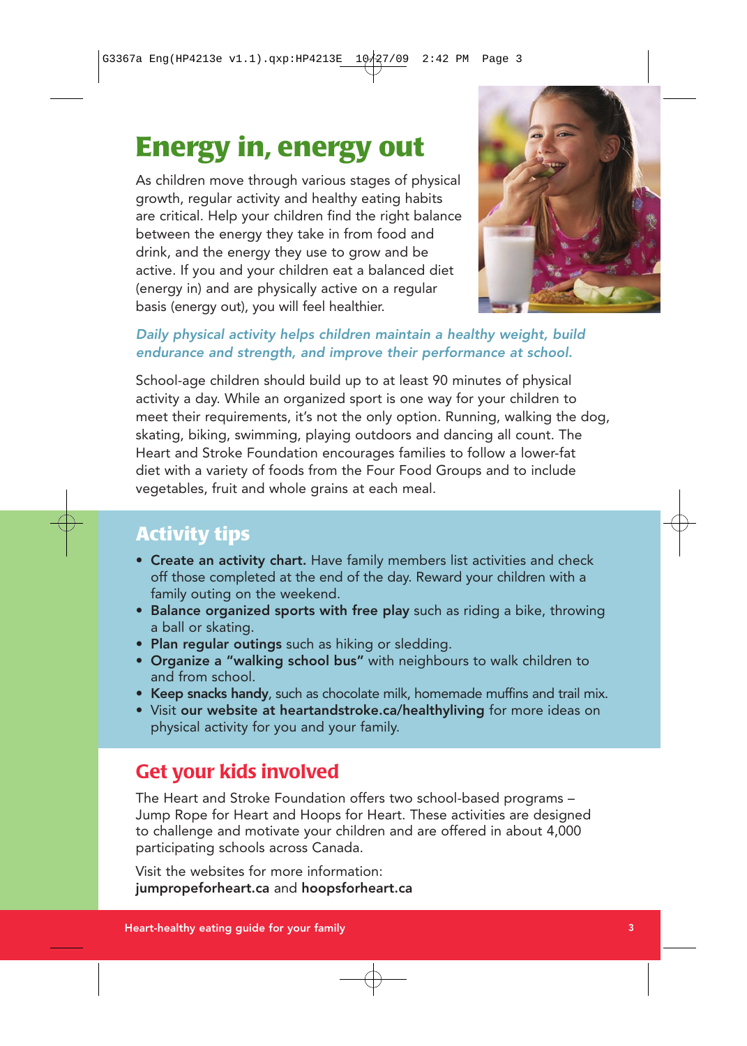# Energy in, energy out

As children move through various stages of physical growth, regular activity and healthy eating habits are critical. Help your children find the right balance between the energy they take in from food and drink, and the energy they use to grow and be active. If you and your children eat a balanced diet (energy in) and are physically active on a regular basis (energy out), you will feel healthier.

*Daily physical activity helps children maintain a healthy weight, build endurance and strength, and improve their performance at school.*

School-age children should build up to at least 90 minutes of physical activity a day. While an organized sport is one way for your children to meet their requirements, it's not the only option. Running, walking the dog, skating, biking, swimming, playing outdoors and dancing all count. The Heart and Stroke Foundation encourages families to follow a lower-fat diet with a variety of foods from the Four Food Groups and to include vegetables, fruit and whole grains at each meal.

## Activity tips

- **Create an activity chart.** Have family members list activities and check off those completed at the end of the day. Reward your children with a family outing on the weekend.
- **Balance organized sports with free play** such as riding a bike, throwing a ball or skating.
- **Plan regular outings** such as hiking or sledding.
- **Organize a "walking school bus"** with neighbours to walk children to and from school.
- **Keep snacks handy**, such as chocolate milk, homemade muffins and trail mix.
- Visit **our website at heartandstroke.ca/healthyliving** for more ideas on physical activity for you and your family.

## Get your kids involved

The Heart and Stroke Foundation offers two school-based programs – Jump Rope for Heart and Hoops for Heart. These activities are designed to challenge and motivate your children and are offered in about 4,000 participating schools across Canada.

Visit the websites for more information:
**jumpropeforheart.ca** and **hoopsforheart.ca**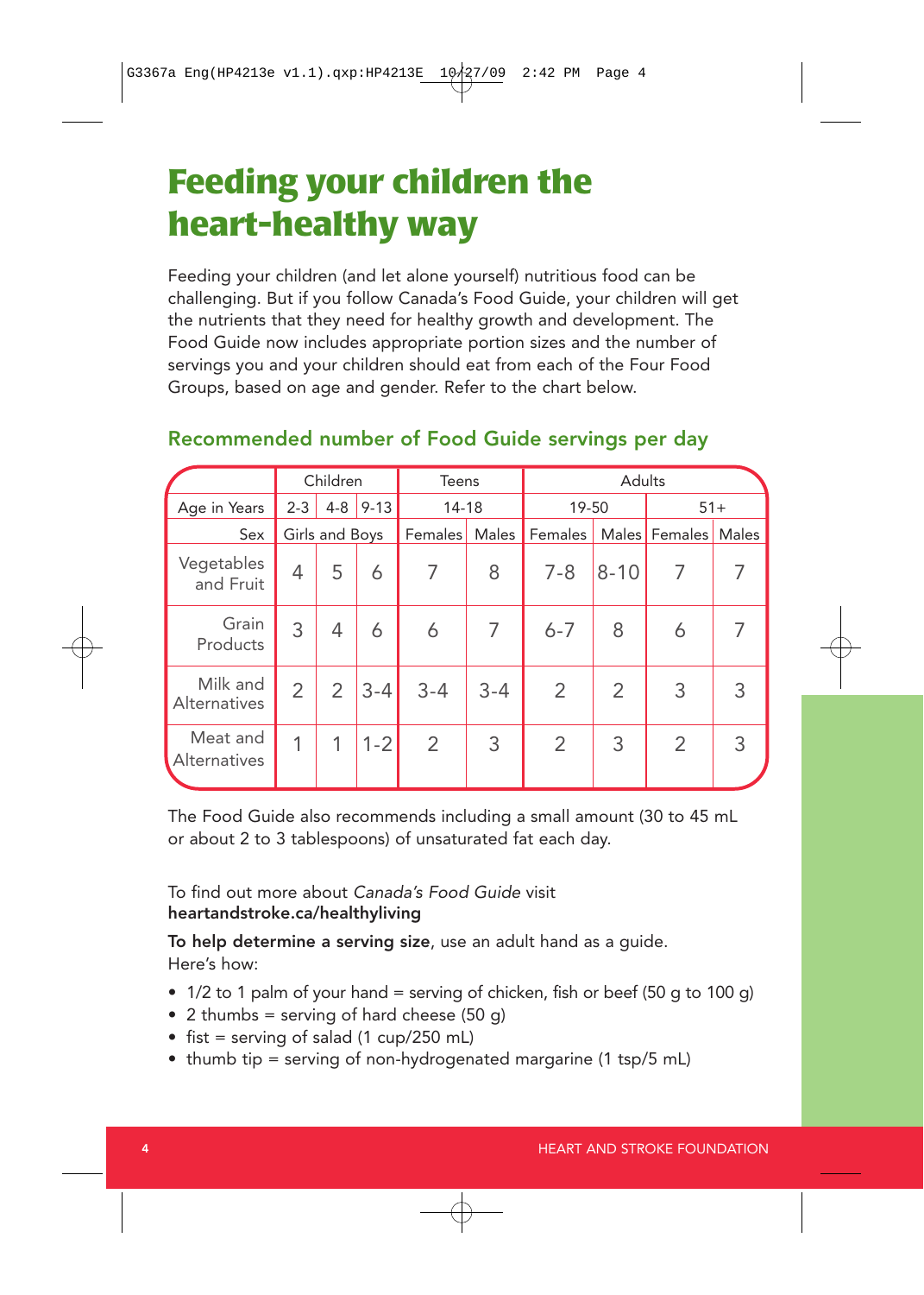# Feeding your children the heart-healthy way

Feeding your children (and let alone yourself) nutritious food can be challenging. But if you follow Canada's Food Guide, your children will get the nutrients that they need for healthy growth and development. The Food Guide now includes appropriate portion sizes and the number of servings you and your children should eat from each of the Four Food Groups, based on age and gender. Refer to the chart below.

## Recommended number of Food Guide servings per day

| | Children | | | Teens | | Adults | | | |
|---|---|---|---|---|---|---|---|---|---|
| Age in Years | 2-3 | 4-8 | 9-13 | 14-18 | | 19-50 | | 51+ | |
| Sex | Girls and Boys | | | Females | Males | Females | Males | Females | Males |
| Vegetables and Fruit | 4 | 5 | 6 | 7 | 8 | 7-8 | 8-10 | 7 | 7 |
| Grain Products | 3 | 4 | 6 | 6 | 7 | 6-7 | 8 | 6 | 7 |
| Milk and Alternatives | 2 | 2 | 3-4 | 3-4 | 3-4 | 2 | 2 | 3 | 3 |
| Meat and Alternatives | 1 | 1 | 1-2 | 2 | 3 | 2 | 3 | 2 | 3 |

The Food Guide also recommends including a small amount (30 to 45 mL or about 2 to 3 tablespoons) of unsaturated fat each day.

To find out more about *Canada's Food Guide* visit
**heartandstroke.ca/healthyliving**

**To help determine a serving size**, use an adult hand as a guide.
Here's how:

- 1/2 to 1 palm of your hand = serving of chicken, fish or beef (50 g to 100 g)
- 2 thumbs = serving of hard cheese (50 g)
- fist = serving of salad (1 cup/250 mL)
- thumb tip = serving of non-hydrogenated margarine (1 tsp/5 mL)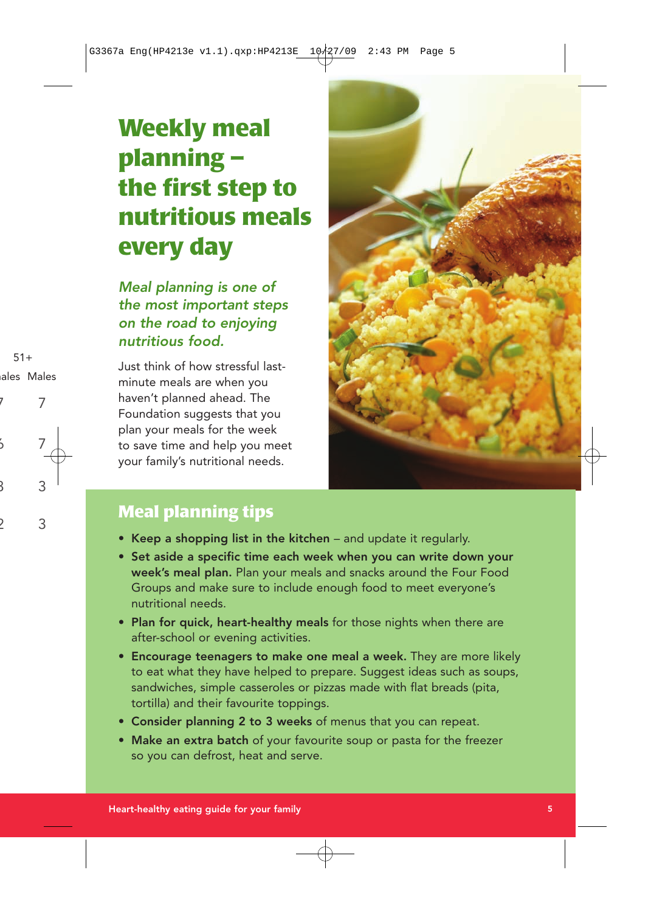# Weekly meal planning – the first step to nutritious meals every day

*Meal planning is one of the most important steps on the road to enjoying nutritious food.*

Just think of how stressful last-minute meals are when you haven't planned ahead. The Foundation suggests that you plan your meals for the week to save time and help you meet your family's nutritional needs.

## Meal planning tips

- **Keep a shopping list in the kitchen** – and update it regularly.
- **Set aside a specific time each week when you can write down your week's meal plan.** Plan your meals and snacks around the Four Food Groups and make sure to include enough food to meet everyone's nutritional needs.
- **Plan for quick, heart-healthy meals** for those nights when there are after-school or evening activities.
- **Encourage teenagers to make one meal a week.** They are more likely to eat what they have helped to prepare. Suggest ideas such as soups, sandwiches, simple casseroles or pizzas made with flat breads (pita, tortilla) and their favourite toppings.
- **Consider planning 2 to 3 weeks** of menus that you can repeat.
- **Make an extra batch** of your favourite soup or pasta for the freezer so you can defrost, heat and serve.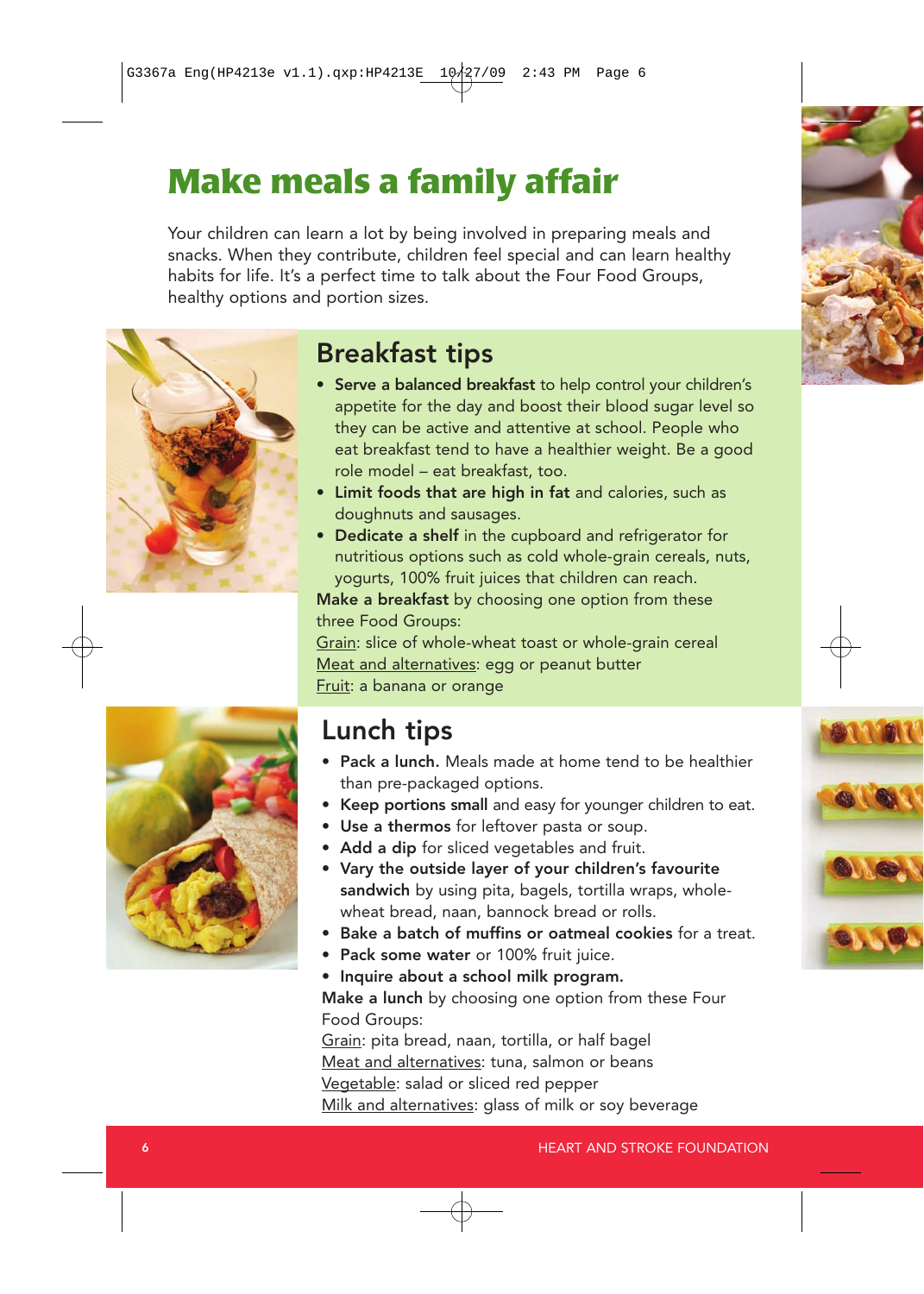# Make meals a family affair

Your children can learn a lot by being involved in preparing meals and snacks. When they contribute, children feel special and can learn healthy habits for life. It's a perfect time to talk about the Four Food Groups, healthy options and portion sizes.

## Breakfast tips

- **Serve a balanced breakfast** to help control your children's appetite for the day and boost their blood sugar level so they can be active and attentive at school. People who eat breakfast tend to have a healthier weight. Be a good role model – eat breakfast, too.
- **Limit foods that are high in fat** and calories, such as doughnuts and sausages.
- **Dedicate a shelf** in the cupboard and refrigerator for nutritious options such as cold whole-grain cereals, nuts, yogurts, 100% fruit juices that children can reach.

**Make a breakfast** by choosing one option from these three Food Groups:

Grain: slice of whole-wheat toast or whole-grain cereal
Meat and alternatives: egg or peanut butter
Fruit: a banana or orange

## Lunch tips

- **Pack a lunch.** Meals made at home tend to be healthier than pre-packaged options.
- **Keep portions small** and easy for younger children to eat.
- **Use a thermos** for leftover pasta or soup.
- **Add a dip** for sliced vegetables and fruit.
- **Vary the outside layer of your children's favourite sandwich** by using pita, bagels, tortilla wraps, whole-wheat bread, naan, bannock bread or rolls.
- **Bake a batch of muffins or oatmeal cookies** for a treat.
- **Pack some water** or 100% fruit juice.
- **Inquire about a school milk program.**

**Make a lunch** by choosing one option from these Four Food Groups:

Grain: pita bread, naan, tortilla, or half bagel
Meat and alternatives: tuna, salmon or beans
Vegetable: salad or sliced red pepper
Milk and alternatives: glass of milk or soy beverage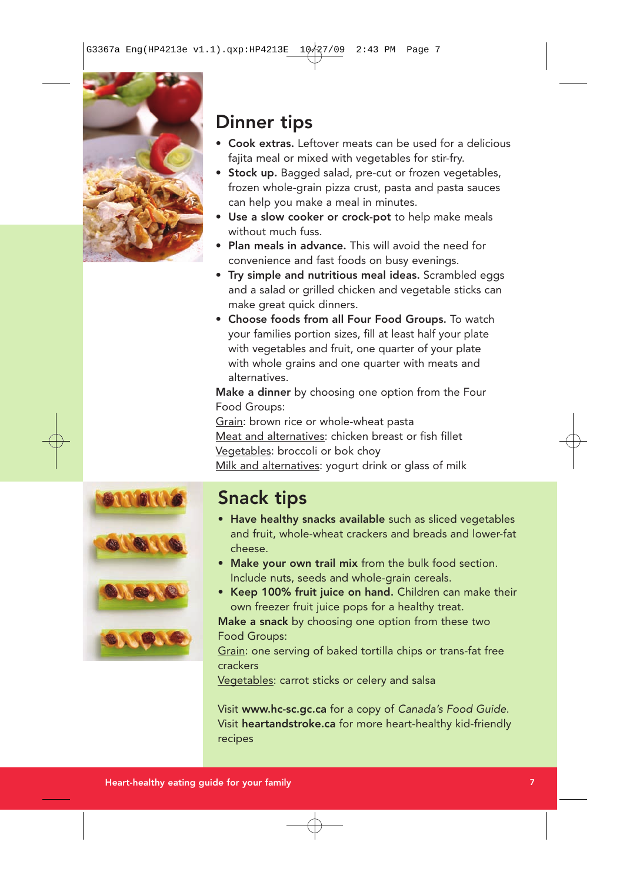## Dinner tips

- **Cook extras.** Leftover meats can be used for a delicious fajita meal or mixed with vegetables for stir-fry.
- **Stock up.** Bagged salad, pre-cut or frozen vegetables, frozen whole-grain pizza crust, pasta and pasta sauces can help you make a meal in minutes.
- **Use a slow cooker or crock-pot** to help make meals without much fuss.
- **Plan meals in advance.** This will avoid the need for convenience and fast foods on busy evenings.
- **Try simple and nutritious meal ideas.** Scrambled eggs and a salad or grilled chicken and vegetable sticks can make great quick dinners.
- **Choose foods from all Four Food Groups.** To watch your families portion sizes, fill at least half your plate with vegetables and fruit, one quarter of your plate with whole grains and one quarter with meats and alternatives.

**Make a dinner** by choosing one option from the Four Food Groups:

<u>Grain</u>: brown rice or whole-wheat pasta
<u>Meat and alternatives</u>: chicken breast or fish fillet
<u>Vegetables</u>: broccoli or bok choy
<u>Milk and alternatives</u>: yogurt drink or glass of milk

## Snack tips

- **Have healthy snacks available** such as sliced vegetables and fruit, whole-wheat crackers and breads and lower-fat cheese.
- **Make your own trail mix** from the bulk food section. Include nuts, seeds and whole-grain cereals.
- **Keep 100% fruit juice on hand.** Children can make their own freezer fruit juice pops for a healthy treat.

**Make a snack** by choosing one option from these two Food Groups:

<u>Grain</u>: one serving of baked tortilla chips or trans-fat free crackers
<u>Vegetables</u>: carrot sticks or celery and salsa

Visit **www.hc-sc.gc.ca** for a copy of *Canada's Food Guide*.
Visit **heartandstroke.ca** for more heart-healthy kid-friendly recipes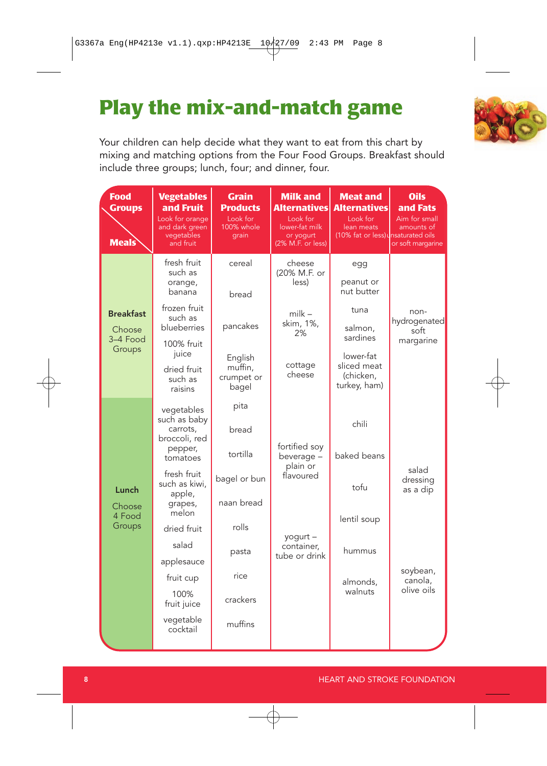# Play the mix-and-match game

Your children can help decide what they want to eat from this chart by mixing and matching options from the Four Food Groups. Breakfast should include three groups; lunch, four; and dinner, four.

| Food Groups / Meals | Vegetables and Fruit<br>Look for orange and dark green vegetables and fruit | Grain Products<br>Look for 100% whole grain | Milk and Alternatives<br>Look for lower-fat milk or yogurt (2% M.F. or less) | Meat and Alternatives<br>Look for lean meats (10% fat or less) | Oils and Fats<br>Aim for small amounts of unsaturated oils or soft margarine |
|---|---|---|---|---|---|
| **Breakfast**<br>Choose 3–4 Food Groups | fresh fruit such as orange, banana<br>frozen fruit such as blueberries<br>100% fruit juice<br>dried fruit such as raisins | cereal<br>bread<br>pancakes<br>English muffin, crumpet or bagel | cheese (20% M.F. or less)<br>milk – skim, 1%, 2%<br>cottage cheese | egg<br>peanut or nut butter<br>tuna<br>salmon, sardines<br>lower-fat sliced meat (chicken, turkey, ham) | non-hydrogenated soft margarine |
| **Lunch**<br>Choose 4 Food Groups | vegetables such as baby carrots, broccoli, red pepper, tomatoes<br>fresh fruit such as kiwi, apple, grapes, melon<br>dried fruit<br>salad<br>applesauce<br>fruit cup<br>100% fruit juice<br>vegetable cocktail | pita<br>bread<br>tortilla<br>bagel or bun<br>naan bread<br>rolls<br>pasta<br>rice<br>crackers<br>muffins | fortified soy beverage – plain or flavoured<br>yogurt – container, tube or drink | chili<br>baked beans<br>tofu<br>lentil soup<br>hummus<br>almonds, walnuts | salad dressing as a dip<br>soybean, canola, olive oils |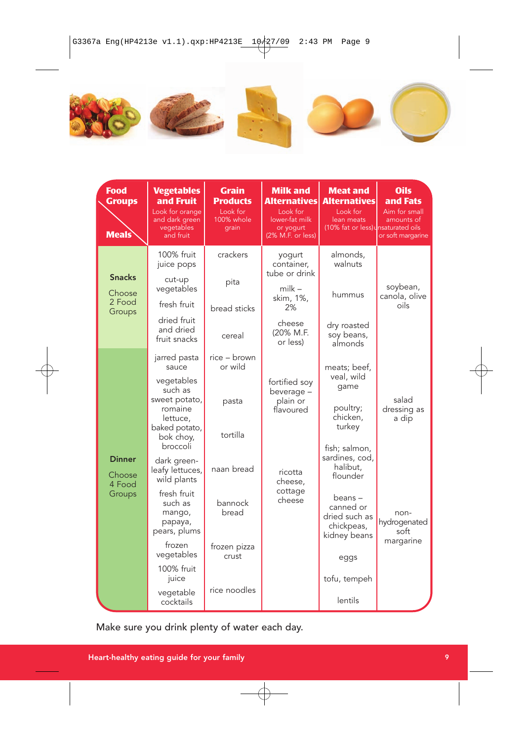| Food Groups / Meals | Vegetables and Fruit<br>Look for orange and dark green vegetables and fruit | Grain Products<br>Look for 100% whole grain | Milk and Alternatives<br>Look for lower-fat milk or yogurt (2% M.F. or less) | Meat and Alternatives<br>Look for lean meats (10% fat or less) | Oils and Fats<br>Aim for small amounts of unsaturated oils or soft margarine |
|---|---|---|---|---|---|
| **Snacks**<br>Choose 2 Food Groups | 100% fruit juice pops<br>cut-up vegetables<br>fresh fruit<br>dried fruit and dried fruit snacks | crackers<br>pita<br>bread sticks<br>cereal | yogurt container, tube or drink<br>milk – skim, 1%, 2%<br>cheese (20% M.F. or less) | almonds, walnuts<br>hummus<br>dry roasted soy beans, almonds | soybean, canola, olive oils |
| **Dinner**<br>Choose 4 Food Groups | jarred pasta sauce<br>vegetables such as sweet potato, romaine lettuce, baked potato, bok choy, broccoli<br>dark green-leafy lettuces, wild plants<br>fresh fruit such as mango, papaya, pears, plums<br>frozen vegetables<br>100% fruit juice<br>vegetable cocktails | rice – brown or wild<br>pasta<br>tortilla<br>naan bread<br>bannock bread<br>frozen pizza crust<br>rice noodles | fortified soy beverage – plain or flavoured<br>ricotta cheese, cottage cheese | meats; beef, veal, wild game<br>poultry; chicken, turkey<br>fish; salmon, sardines, cod, halibut, flounder<br>beans – canned or dried such as chickpeas, kidney beans<br>eggs<br>tofu, tempeh<br>lentils | salad dressing as a dip<br>non-hydrogenated soft margarine |

Make sure you drink plenty of water each day.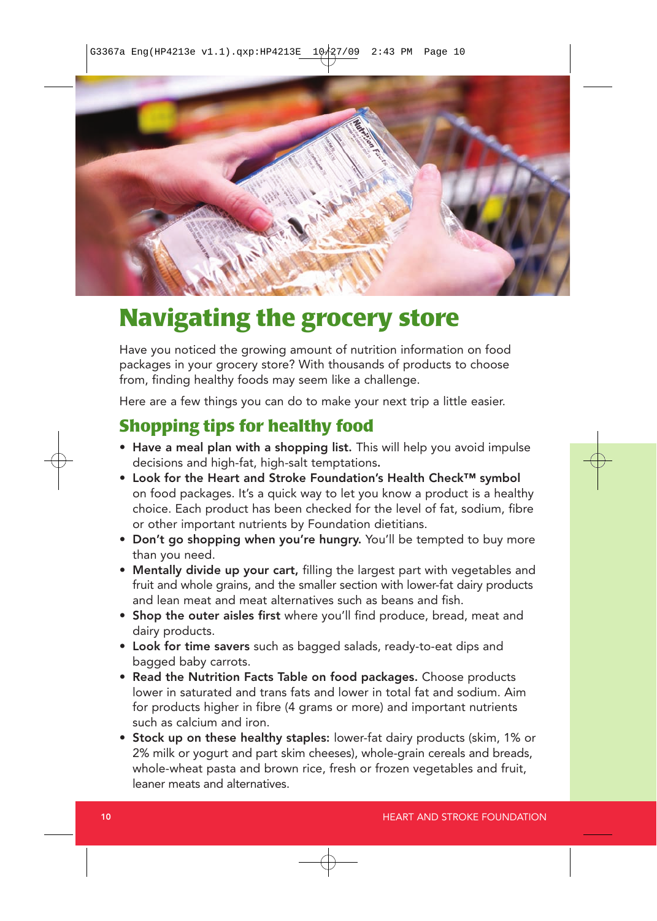# Navigating the grocery store

Have you noticed the growing amount of nutrition information on food packages in your grocery store? With thousands of products to choose from, finding healthy foods may seem like a challenge.

Here are a few things you can do to make your next trip a little easier.

## Shopping tips for healthy food

- **Have a meal plan with a shopping list.** This will help you avoid impulse decisions and high-fat, high-salt temptations.
- **Look for the Heart and Stroke Foundation's Health Check™ symbol** on food packages. It's a quick way to let you know a product is a healthy choice. Each product has been checked for the level of fat, sodium, fibre or other important nutrients by Foundation dietitians.
- **Don't go shopping when you're hungry.** You'll be tempted to buy more than you need.
- **Mentally divide up your cart,** filling the largest part with vegetables and fruit and whole grains, and the smaller section with lower-fat dairy products and lean meat and meat alternatives such as beans and fish.
- **Shop the outer aisles first** where you'll find produce, bread, meat and dairy products.
- **Look for time savers** such as bagged salads, ready-to-eat dips and bagged baby carrots.
- **Read the Nutrition Facts Table on food packages.** Choose products lower in saturated and trans fats and lower in total fat and sodium. Aim for products higher in fibre (4 grams or more) and important nutrients such as calcium and iron.
- **Stock up on these healthy staples:** lower-fat dairy products (skim, 1% or 2% milk or yogurt and part skim cheeses), whole-grain cereals and breads, whole-wheat pasta and brown rice, fresh or frozen vegetables and fruit, leaner meats and alternatives.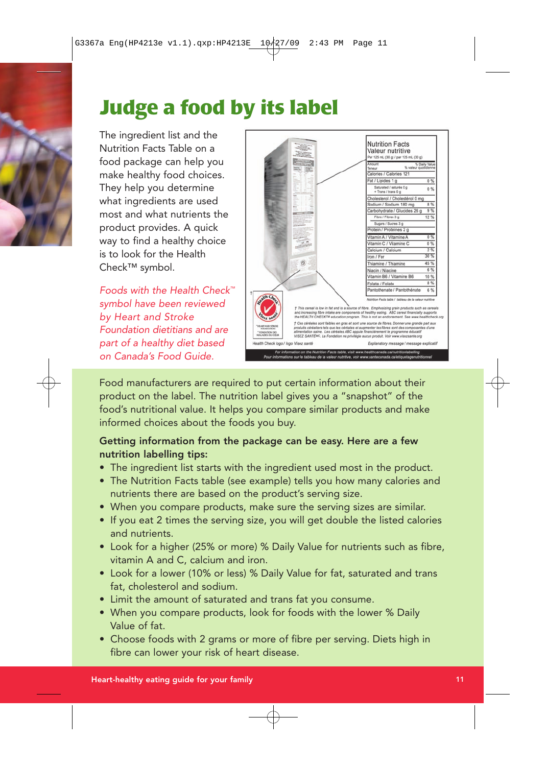# Judge a food by its label

The ingredient list and the Nutrition Facts Table on a food package can help you make healthy food choices. They help you determine what ingredients are used most and what nutrients the product provides. A quick way to find a healthy choice is to look for the Health Check™ symbol.

*Foods with the Health Check™ symbol have been reviewed by Heart and Stroke Foundation dietitians and are part of a healthy diet based on Canada's Food Guide.*

| Nutrition Facts / Valeur nutritive | |
|---|---|
| Per 125 mL (30 g) / par 125 mL (30 g) | |
| Amount / Teneur | % Daily Value / % valeur quotidienne |
| Calories / Calories 121 | |
| Fat / Lipides 1 g | 0 % |
| Saturated / saturés 0 g + Trans / trans 0 g | 0 % |
| Cholesterol / Cholestérol 0 mg | |
| Sodium / Sodium 180 mg | 8 % |
| Carbohydrate / Glucides 26 g | 9 % |
| Fibre / Fibres 3 g | 12 % |
| Sugars / Sucres 3 g | |
| Protein / Protéines 2 g | |
| Vitamin A / Vitamine A | 0 % |
| Vitamin C / Vitamine C | 0 % |
| Calcium / Calcium | 2 % |
| Iron / Fer | 30 % |
| Thiamine / Thiamine | 45 % |
| Niacin / Niacine | 6 % |
| Vitamin B6 / Vitamine B6 | 10 % |
| Folate / Folate | 8 % |
| Pantothenate / Pantothénate | 6 % |

Nutrition Facts table / tableau de la valeur nutritive

† This cereal is low in fat and is a source of fibre. Emphasizing grain products such as cereals and increasing fibre intake are components of healthy eating. ABC cereal financially supports the HEALTH CHECK™ education program. This is not an endorsement. See www.healthcheck.org

† Ces céréales sont faibles en gras et sont une source de fibres. Donner une grande part aux produits céréaliers tels que les céréales et augmenter les fibres sont des composantes d'une alimentation saine. Les céréales ABC appuie financièrement le programme éducatif VISEZ SANTÉMC. La Fondation ne privilégie aucun produit. Voir www.visezsante.org

Health Check logo / logo Visez santé

Explanatory message / message explicatif

For information on the Nutrition Facts table, visit www.healthcanada.ca/nutritionlabelling
Pour informations sur le tableau de la valeur nutritive, voir www.santecanada.ca/etiquetagenutritionnel

Food manufacturers are required to put certain information about their product on the label. The nutrition label gives you a "snapshot" of the food's nutritional value. It helps you compare similar products and make informed choices about the foods you buy.

**Getting information from the package can be easy. Here are a few nutrition labelling tips:**

- The ingredient list starts with the ingredient used most in the product.
- The Nutrition Facts table (see example) tells you how many calories and nutrients there are based on the product's serving size.
- When you compare products, make sure the serving sizes are similar.
- If you eat 2 times the serving size, you will get double the listed calories and nutrients.
- Look for a higher (25% or more) % Daily Value for nutrients such as fibre, vitamin A and C, calcium and iron.
- Look for a lower (10% or less) % Daily Value for fat, saturated and trans fat, cholesterol and sodium.
- Limit the amount of saturated and trans fat you consume.
- When you compare products, look for foods with the lower % Daily Value of fat.
- Choose foods with 2 grams or more of fibre per serving. Diets high in fibre can lower your risk of heart disease.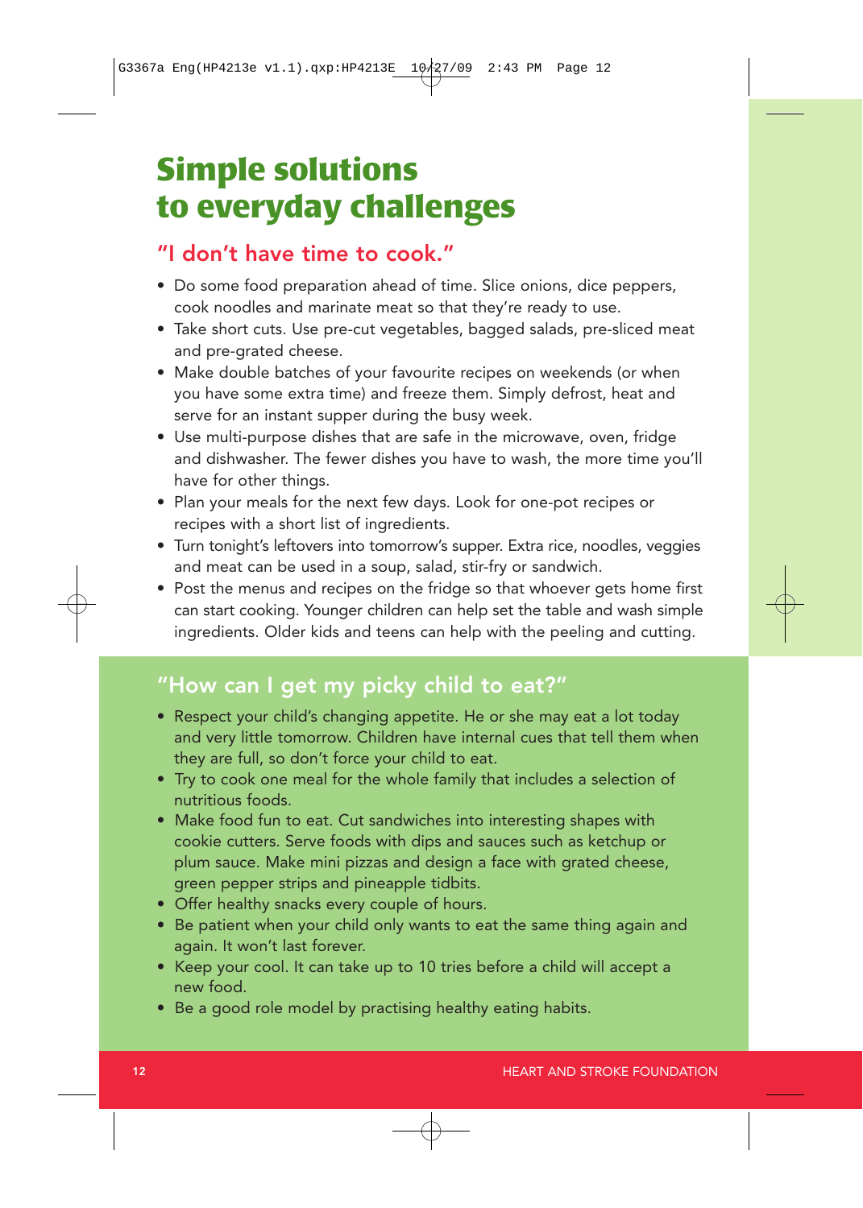# Simple solutions to everyday challenges

## "I don't have time to cook."

- Do some food preparation ahead of time. Slice onions, dice peppers, cook noodles and marinate meat so that they're ready to use.
- Take short cuts. Use pre-cut vegetables, bagged salads, pre-sliced meat and pre-grated cheese.
- Make double batches of your favourite recipes on weekends (or when you have some extra time) and freeze them. Simply defrost, heat and serve for an instant supper during the busy week.
- Use multi-purpose dishes that are safe in the microwave, oven, fridge and dishwasher. The fewer dishes you have to wash, the more time you'll have for other things.
- Plan your meals for the next few days. Look for one-pot recipes or recipes with a short list of ingredients.
- Turn tonight's leftovers into tomorrow's supper. Extra rice, noodles, veggies and meat can be used in a soup, salad, stir-fry or sandwich.
- Post the menus and recipes on the fridge so that whoever gets home first can start cooking. Younger children can help set the table and wash simple ingredients. Older kids and teens can help with the peeling and cutting.

## "How can I get my picky child to eat?"

- Respect your child's changing appetite. He or she may eat a lot today and very little tomorrow. Children have internal cues that tell them when they are full, so don't force your child to eat.
- Try to cook one meal for the whole family that includes a selection of nutritious foods.
- Make food fun to eat. Cut sandwiches into interesting shapes with cookie cutters. Serve foods with dips and sauces such as ketchup or plum sauce. Make mini pizzas and design a face with grated cheese, green pepper strips and pineapple tidbits.
- Offer healthy snacks every couple of hours.
- Be patient when your child only wants to eat the same thing again and again. It won't last forever.
- Keep your cool. It can take up to 10 tries before a child will accept a new food.
- Be a good role model by practising healthy eating habits.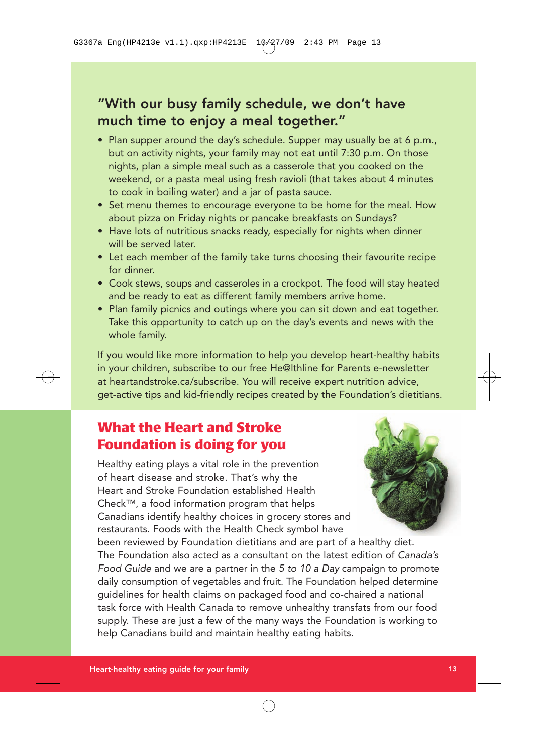## "With our busy family schedule, we don't have much time to enjoy a meal together."

- Plan supper around the day's schedule. Supper may usually be at 6 p.m., but on activity nights, your family may not eat until 7:30 p.m. On those nights, plan a simple meal such as a casserole that you cooked on the weekend, or a pasta meal using fresh ravioli (that takes about 4 minutes to cook in boiling water) and a jar of pasta sauce.
- Set menu themes to encourage everyone to be home for the meal. How about pizza on Friday nights or pancake breakfasts on Sundays?
- Have lots of nutritious snacks ready, especially for nights when dinner will be served later.
- Let each member of the family take turns choosing their favourite recipe for dinner.
- Cook stews, soups and casseroles in a crockpot. The food will stay heated and be ready to eat as different family members arrive home.
- Plan family picnics and outings where you can sit down and eat together. Take this opportunity to catch up on the day's events and news with the whole family.

If you would like more information to help you develop heart-healthy habits in your children, subscribe to our free He@lthline for Parents e-newsletter at heartandstroke.ca/subscribe. You will receive expert nutrition advice, get-active tips and kid-friendly recipes created by the Foundation's dietitians.

## What the Heart and Stroke Foundation is doing for you

Healthy eating plays a vital role in the prevention of heart disease and stroke. That's why the Heart and Stroke Foundation established Health Check™, a food information program that helps Canadians identify healthy choices in grocery stores and restaurants. Foods with the Health Check symbol have been reviewed by Foundation dietitians and are part of a healthy diet. The Foundation also acted as a consultant on the latest edition of *Canada's Food Guide* and we are a partner in the *5 to 10 a Day* campaign to promote daily consumption of vegetables and fruit. The Foundation helped determine guidelines for health claims on packaged food and co-chaired a national task force with Health Canada to remove unhealthy transfats from our food supply. These are just a few of the many ways the Foundation is working to help Canadians build and maintain healthy eating habits.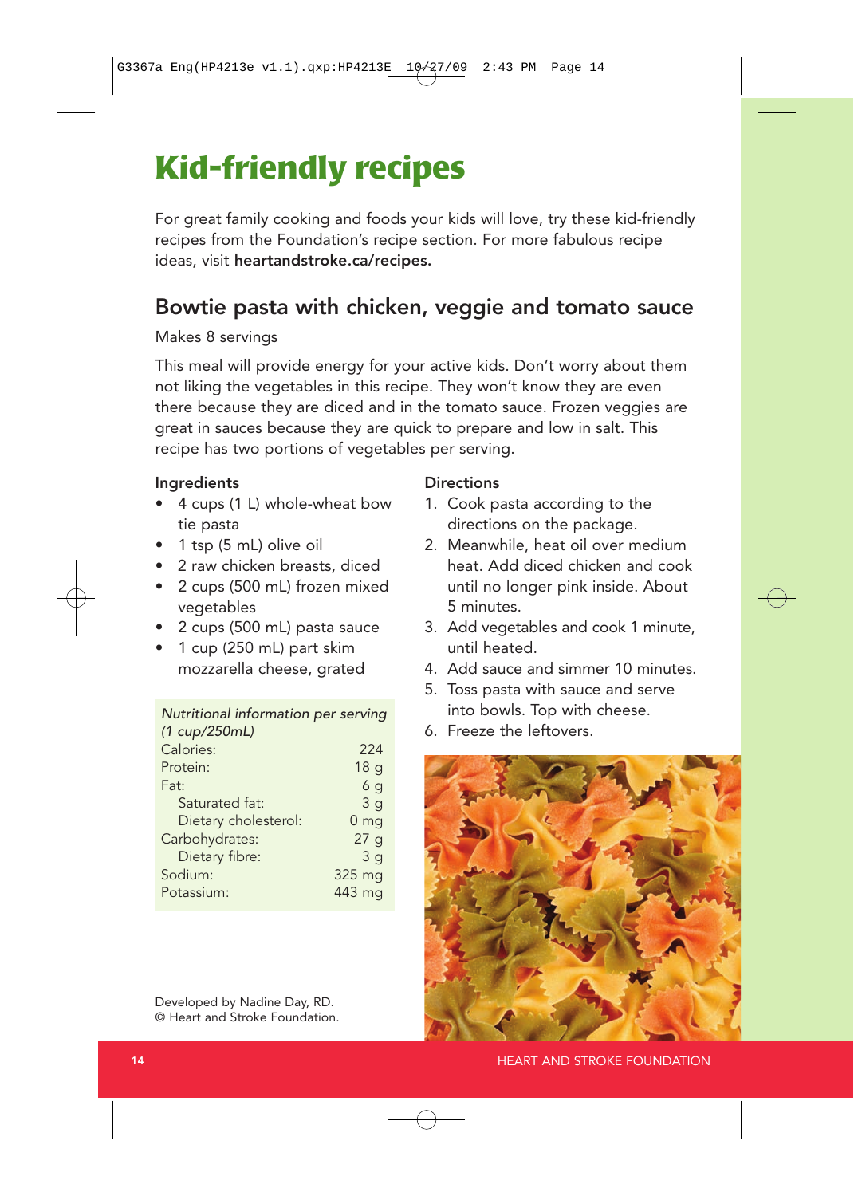# Kid-friendly recipes

For great family cooking and foods your kids will love, try these kid-friendly recipes from the Foundation's recipe section. For more fabulous recipe ideas, visit **heartandstroke.ca/recipes.**

## Bowtie pasta with chicken, veggie and tomato sauce

Makes 8 servings

This meal will provide energy for your active kids. Don't worry about them not liking the vegetables in this recipe. They won't know they are even there because they are diced and in the tomato sauce. Frozen veggies are great in sauces because they are quick to prepare and low in salt. This recipe has two portions of vegetables per serving.

### Ingredients

- 4 cups (1 L) whole-wheat bow tie pasta
- 1 tsp (5 mL) olive oil
- 2 raw chicken breasts, diced
- 2 cups (500 mL) frozen mixed vegetables
- 2 cups (500 mL) pasta sauce
- 1 cup (250 mL) part skim mozzarella cheese, grated

| *Nutritional information per serving (1 cup/250mL)* | |
|---|---|
| Calories: | 224 |
| Protein: | 18 g |
| Fat: | 6 g |
| Saturated fat: | 3 g |
| Dietary cholesterol: | 0 mg |
| Carbohydrates: | 27 g |
| Dietary fibre: | 3 g |
| Sodium: | 325 mg |
| Potassium: | 443 mg |

### Directions

1. Cook pasta according to the directions on the package.
2. Meanwhile, heat oil over medium heat. Add diced chicken and cook until no longer pink inside. About 5 minutes.
3. Add vegetables and cook 1 minute, until heated.
4. Add sauce and simmer 10 minutes.
5. Toss pasta with sauce and serve into bowls. Top with cheese.
6. Freeze the leftovers.

Developed by Nadine Day, RD.
© Heart and Stroke Foundation.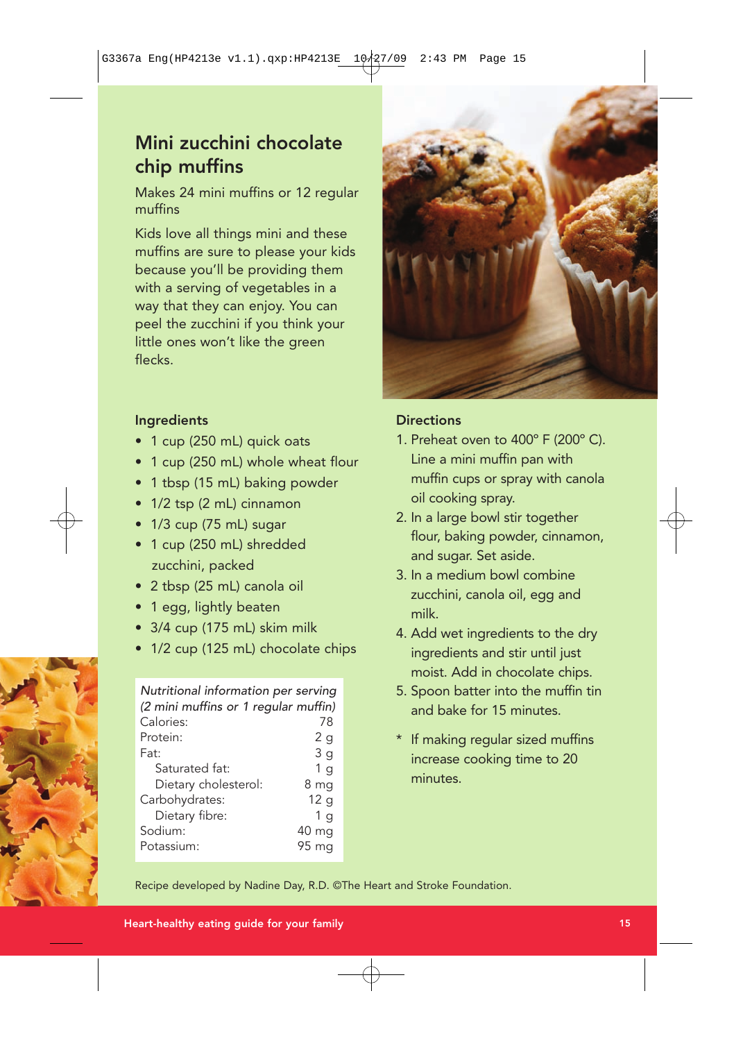# Mini zucchini chocolate chip muffins

Makes 24 mini muffins or 12 regular muffins

Kids love all things mini and these muffins are sure to please your kids because you'll be providing them with a serving of vegetables in a way that they can enjoy. You can peel the zucchini if you think your little ones won't like the green flecks.

## Ingredients

- 1 cup (250 mL) quick oats
- 1 cup (250 mL) whole wheat flour
- 1 tbsp (15 mL) baking powder
- 1/2 tsp (2 mL) cinnamon
- 1/3 cup (75 mL) sugar
- 1 cup (250 mL) shredded zucchini, packed
- 2 tbsp (25 mL) canola oil
- 1 egg, lightly beaten
- 3/4 cup (175 mL) skim milk
- 1/2 cup (125 mL) chocolate chips

| *Nutritional information per serving (2 mini muffins or 1 regular muffin)* | |
|---|---|
| Calories: | 78 |
| Protein: | 2 g |
| Fat: | 3 g |
| Saturated fat: | 1 g |
| Dietary cholesterol: | 8 mg |
| Carbohydrates: | 12 g |
| Dietary fibre: | 1 g |
| Sodium: | 40 mg |
| Potassium: | 95 mg |

## Directions

1. Preheat oven to 400° F (200° C). Line a mini muffin pan with muffin cups or spray with canola oil cooking spray.
2. In a large bowl stir together flour, baking powder, cinnamon, and sugar. Set aside.
3. In a medium bowl combine zucchini, canola oil, egg and milk.
4. Add wet ingredients to the dry ingredients and stir until just moist. Add in chocolate chips.
5. Spoon batter into the muffin tin and bake for 15 minutes.

\* If making regular sized muffins increase cooking time to 20 minutes.

Recipe developed by Nadine Day, R.D. ©The Heart and Stroke Foundation.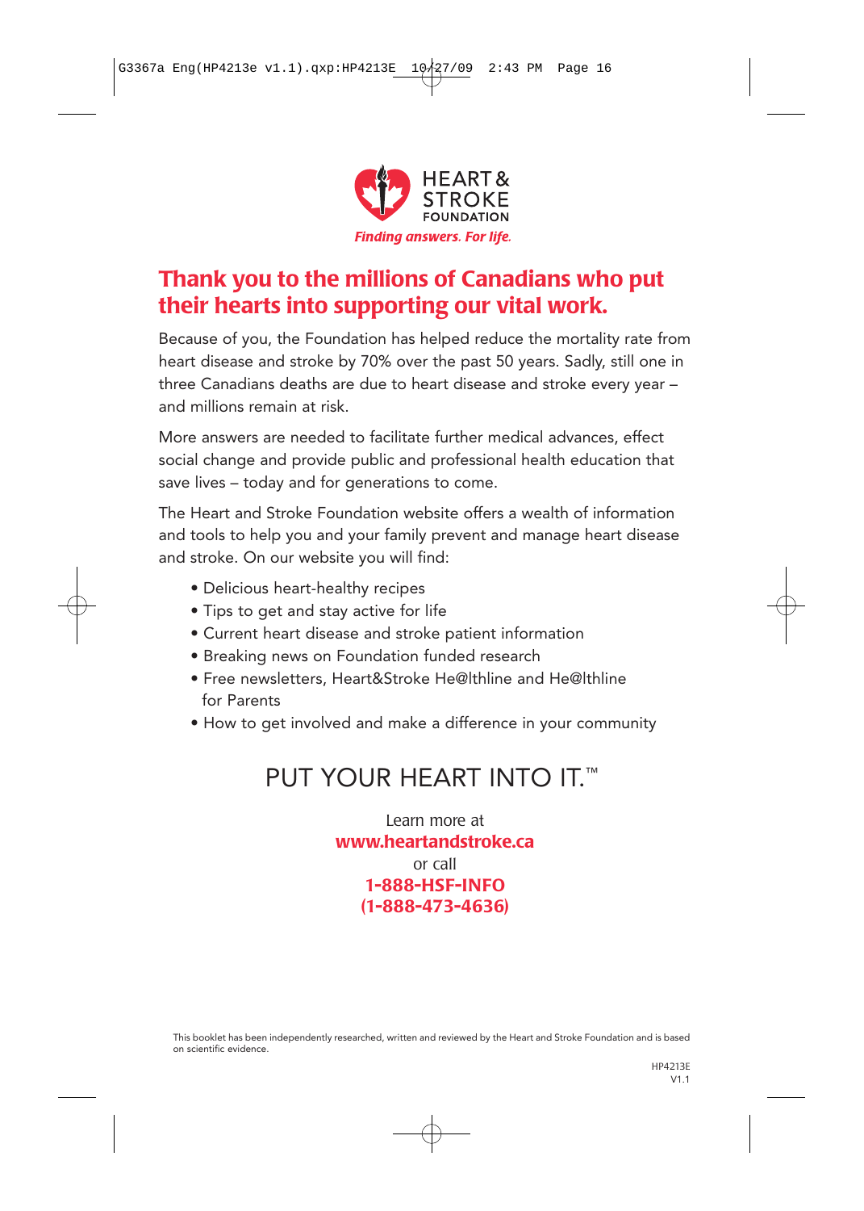HEART & STROKE FOUNDATION

*Finding answers. For life.*

## Thank you to the millions of Canadians who put their hearts into supporting our vital work.

Because of you, the Foundation has helped reduce the mortality rate from heart disease and stroke by 70% over the past 50 years. Sadly, still one in three Canadians deaths are due to heart disease and stroke every year – and millions remain at risk.

More answers are needed to facilitate further medical advances, effect social change and provide public and professional health education that save lives – today and for generations to come.

The Heart and Stroke Foundation website offers a wealth of information and tools to help you and your family prevent and manage heart disease and stroke. On our website you will find:

- Delicious heart-healthy recipes
- Tips to get and stay active for life
- Current heart disease and stroke patient information
- Breaking news on Foundation funded research
- Free newsletters, Heart&Stroke He@lthline and He@lthline for Parents
- How to get involved and make a difference in your community

PUT YOUR HEART INTO IT.™

Learn more at
**www.heartandstroke.ca**
or call
**1-888-HSF-INFO**
**(1-888-473-4636)**

This booklet has been independently researched, written and reviewed by the Heart and Stroke Foundation and is based on scientific evidence.

HP4213E
V1.1